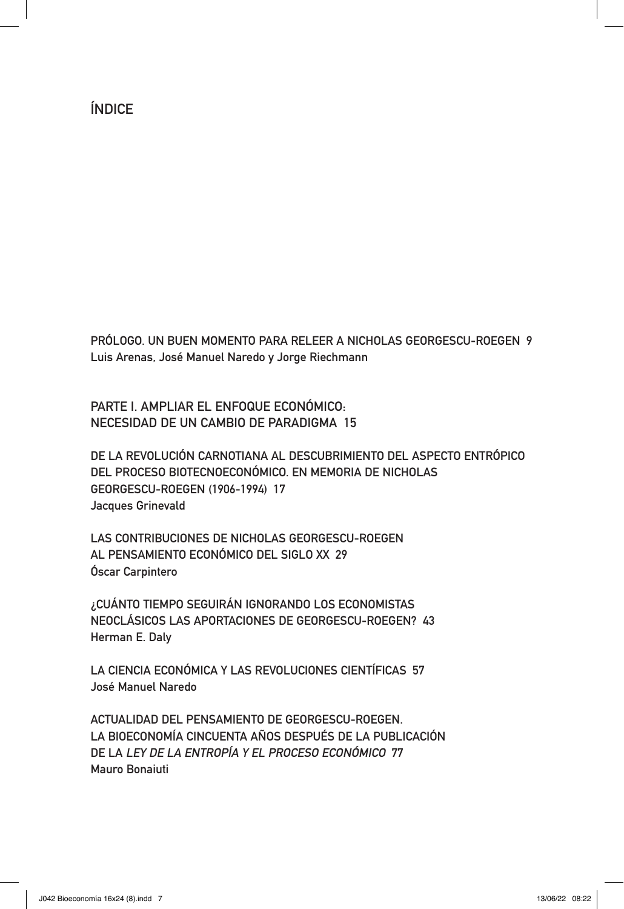# ÍNDICE

**PRÓLOGO. UN BUEN MOMENTO PARA RELEER A NICHOLAS GEORGESCU-ROEGEN 9**
**Luis Arenas, José Manuel Naredo y Jorge Riechmann**

## PARTE I. AMPLIAR EL ENFOQUE ECONÓMICO: NECESIDAD DE UN CAMBIO DE PARADIGMA 15

**DE LA REVOLUCIÓN CARNOTIANA AL DESCUBRIMIENTO DEL ASPECTO ENTRÓPICO DEL PROCESO BIOTECNOECONÓMICO. EN MEMORIA DE NICHOLAS GEORGESCU-ROEGEN (1906-1994) 17**
**Jacques Grinevald**

**LAS CONTRIBUCIONES DE NICHOLAS GEORGESCU-ROEGEN AL PENSAMIENTO ECONÓMICO DEL SIGLO XX 29**
**Óscar Carpintero**

**¿CUÁNTO TIEMPO SEGUIRÁN IGNORANDO LOS ECONOMISTAS NEOCLÁSICOS LAS APORTACIONES DE GEORGESCU-ROEGEN? 43**
**Herman E. Daly**

**LA CIENCIA ECONÓMICA Y LAS REVOLUCIONES CIENTÍFICAS 57**
**José Manuel Naredo**

**ACTUALIDAD DEL PENSAMIENTO DE GEORGESCU-ROEGEN. LA BIOECONOMÍA CINCUENTA AÑOS DESPUÉS DE LA PUBLICACIÓN DE LA *LEY DE LA ENTROPÍA Y EL PROCESO ECONÓMICO* 77**
**Mauro Bonaiuti**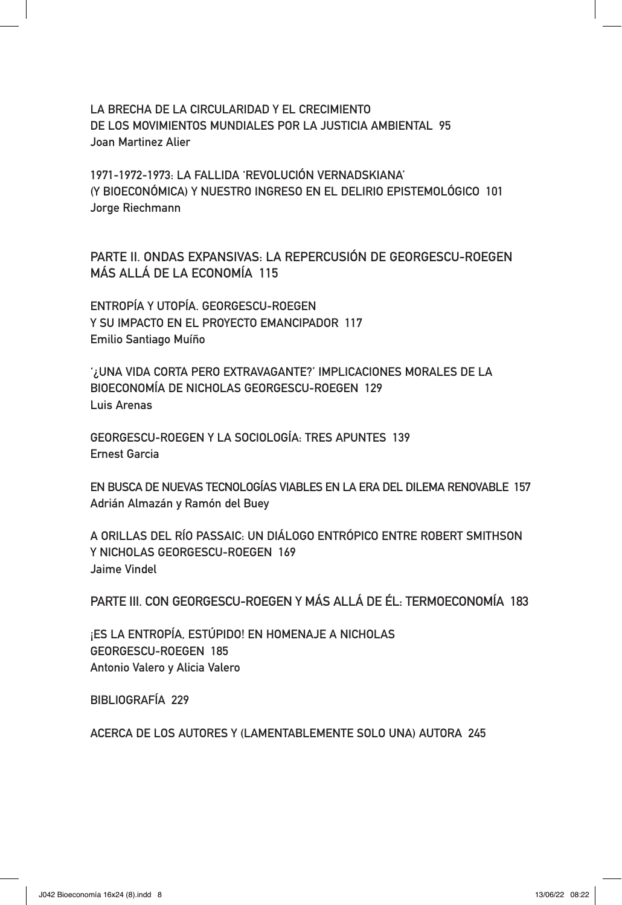LA BRECHA DE LA CIRCULARIDAD Y EL CRECIMIENTO DE LOS MOVIMIENTOS MUNDIALES POR LA JUSTICIA AMBIENTAL 95
Joan Martinez Alier

1971-1972-1973: LA FALLIDA 'REVOLUCIÓN VERNADSKIANA' (Y BIOECONÓMICA) Y NUESTRO INGRESO EN EL DELIRIO EPISTEMOLÓGICO 101
Jorge Riechmann

## PARTE II. ONDAS EXPANSIVAS: LA REPERCUSIÓN DE GEORGESCU-ROEGEN MÁS ALLÁ DE LA ECONOMÍA 115

ENTROPÍA Y UTOPÍA. GEORGESCU-ROEGEN Y SU IMPACTO EN EL PROYECTO EMANCIPADOR 117
Emilio Santiago Muíño

'¿UNA VIDA CORTA PERO EXTRAVAGANTE?' IMPLICACIONES MORALES DE LA BIOECONOMÍA DE NICHOLAS GEORGESCU-ROEGEN 129
Luis Arenas

GEORGESCU-ROEGEN Y LA SOCIOLOGÍA: TRES APUNTES 139
Ernest Garcia

EN BUSCA DE NUEVAS TECNOLOGÍAS VIABLES EN LA ERA DEL DILEMA RENOVABLE 157
Adrián Almazán y Ramón del Buey

A ORILLAS DEL RÍO PASSAIC: UN DIÁLOGO ENTRÓPICO ENTRE ROBERT SMITHSON Y NICHOLAS GEORGESCU-ROEGEN 169
Jaime Vindel

## PARTE III. CON GEORGESCU-ROEGEN Y MÁS ALLÁ DE ÉL: TERMOECONOMÍA 183

¡ES LA ENTROPÍA, ESTÚPIDO! EN HOMENAJE A NICHOLAS GEORGESCU-ROEGEN 185
Antonio Valero y Alicia Valero

BIBLIOGRAFÍA 229

ACERCA DE LOS AUTORES Y (LAMENTABLEMENTE SOLO UNA) AUTORA 245